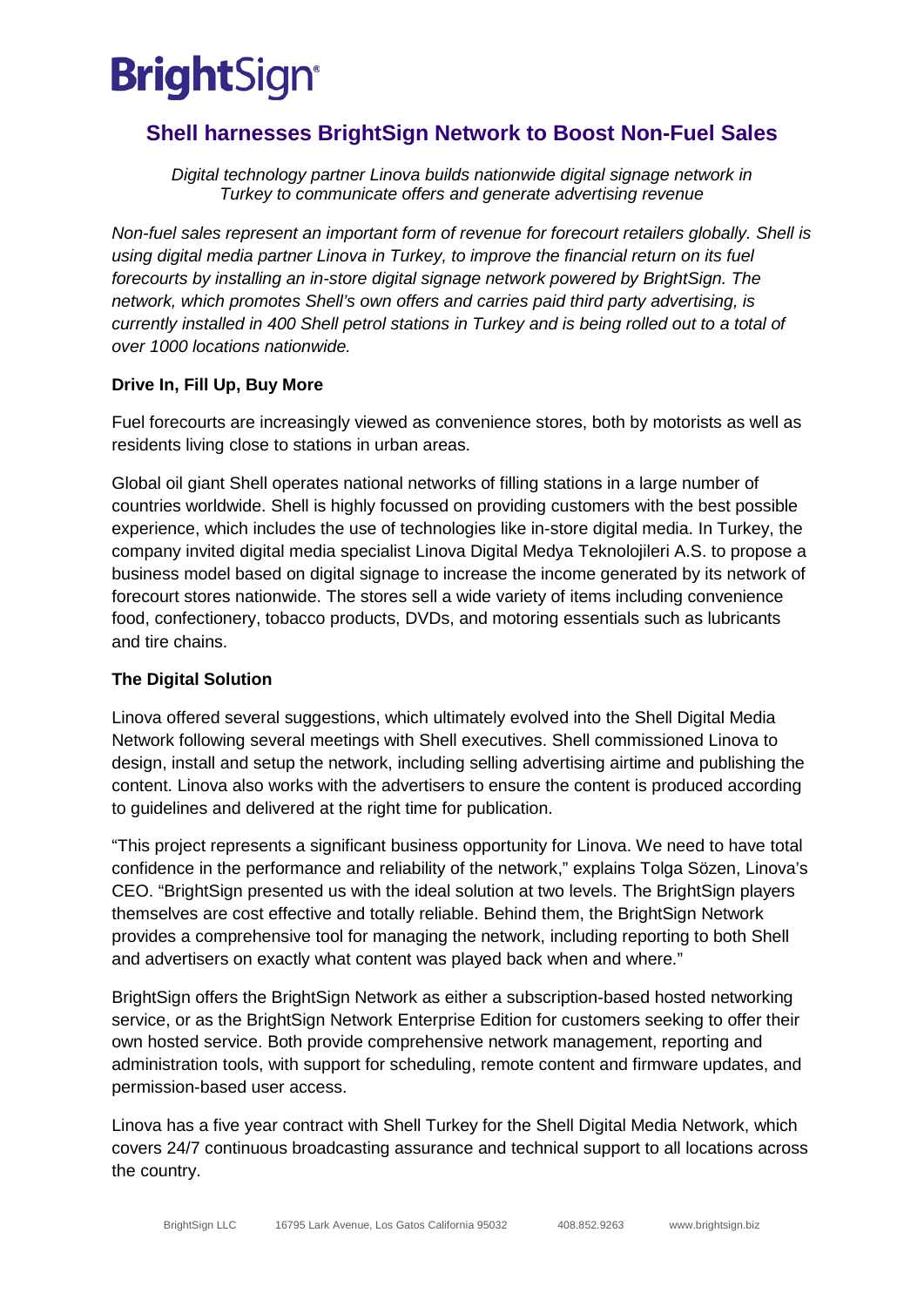# BrightSign

## Shell harnesses BrightSign Network to Boost Non-Fuel Sales

*Digital technology partner Linova builds nationwide digital signage network in Turkey to communicate offers and generate advertising revenue*

*Non-fuel sales represent an important form of revenue for forecourt retailers globally. Shell is using digital media partner Linova in Turkey, to improve the financial return on its fuel forecourts by installing an in-store digital signage network powered by BrightSign. The network, which promotes Shell's own offers and carries paid third party advertising, is currently installed in 400 Shell petrol stations in Turkey and is being rolled out to a total of over 1000 locations nationwide.*

### Drive In, Fill Up, Buy More

Fuel forecourts are increasingly viewed as convenience stores, both by motorists as well as residents living close to stations in urban areas.

Global oil giant Shell operates national networks of filling stations in a large number of countries worldwide. Shell is highly focussed on providing customers with the best possible experience, which includes the use of technologies like in-store digital media. In Turkey, the company invited digital media specialist Linova Digital Medya Teknolojileri A.S. to propose a business model based on digital signage to increase the income generated by its network of forecourt stores nationwide. The stores sell a wide variety of items including convenience food, confectionery, tobacco products, DVDs, and motoring essentials such as lubricants and tire chains.

### The Digital Solution

Linova offered several suggestions, which ultimately evolved into the Shell Digital Media Network following several meetings with Shell executives. Shell commissioned Linova to design, install and setup the network, including selling advertising airtime and publishing the content. Linova also works with the advertisers to ensure the content is produced according to guidelines and delivered at the right time for publication.

"This project represents a significant business opportunity for Linova. We need to have total confidence in the performance and reliability of the network," explains Tolga Sözen, Linova's CEO. "BrightSign presented us with the ideal solution at two levels. The BrightSign players themselves are cost effective and totally reliable. Behind them, the BrightSign Network provides a comprehensive tool for managing the network, including reporting to both Shell and advertisers on exactly what content was played back when and where."

BrightSign offers the BrightSign Network as either a subscription-based hosted networking service, or as the BrightSign Network Enterprise Edition for customers seeking to offer their own hosted service. Both provide comprehensive network management, reporting and administration tools, with support for scheduling, remote content and firmware updates, and permission-based user access.

Linova has a five year contract with Shell Turkey for the Shell Digital Media Network, which covers 24/7 continuous broadcasting assurance and technical support to all locations across the country.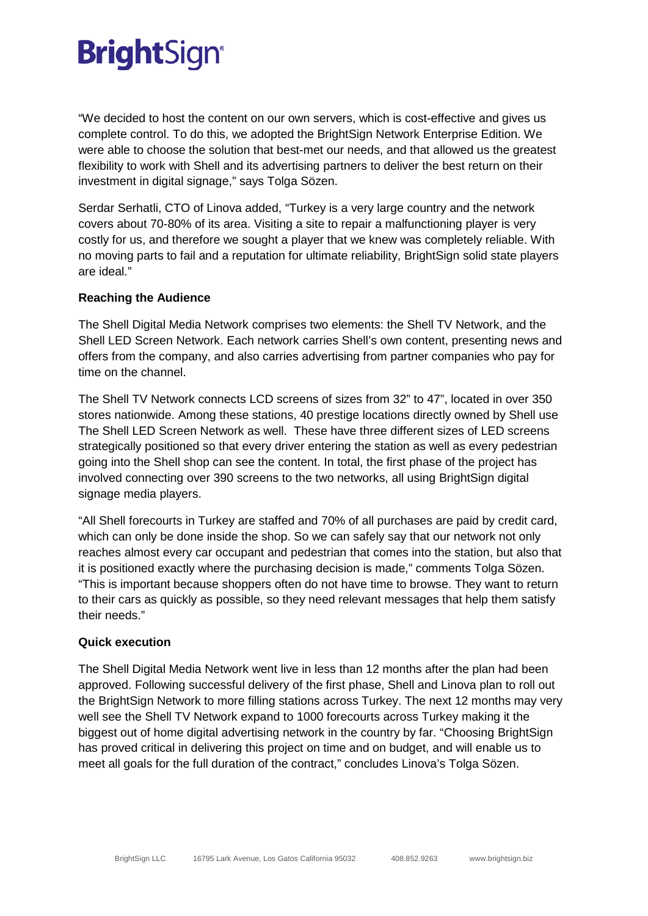"We decided to host the content on our own servers, which is cost-effective and gives us complete control. To do this, we adopted the BrightSign Network Enterprise Edition. We were able to choose the solution that best-met our needs, and that allowed us the greatest flexibility to work with Shell and its advertising partners to deliver the best return on their investment in digital signage," says Tolga Sözen.

Serdar Serhatli, CTO of Linova added, "Turkey is a very large country and the network covers about 70-80% of its area. Visiting a site to repair a malfunctioning player is very costly for us, and therefore we sought a player that we knew was completely reliable. With no moving parts to fail and a reputation for ultimate reliability, BrightSign solid state players are ideal."

**Reaching the Audience**

The Shell Digital Media Network comprises two elements: the Shell TV Network, and the Shell LED Screen Network. Each network carries Shell's own content, presenting news and offers from the company, and also carries advertising from partner companies who pay for time on the channel.

The Shell TV Network connects LCD screens of sizes from 32" to 47", located in over 350 stores nationwide. Among these stations, 40 prestige locations directly owned by Shell use The Shell LED Screen Network as well. These have three different sizes of LED screens strategically positioned so that every driver entering the station as well as every pedestrian going into the Shell shop can see the content. In total, the first phase of the project has involved connecting over 390 screens to the two networks, all using BrightSign digital signage media players.

"All Shell forecourts in Turkey are staffed and 70% of all purchases are paid by credit card, which can only be done inside the shop. So we can safely say that our network not only reaches almost every car occupant and pedestrian that comes into the station, but also that it is positioned exactly where the purchasing decision is made," comments Tolga Sözen. "This is important because shoppers often do not have time to browse. They want to return to their cars as quickly as possible, so they need relevant messages that help them satisfy their needs."

**Quick execution**

The Shell Digital Media Network went live in less than 12 months after the plan had been approved. Following successful delivery of the first phase, Shell and Linova plan to roll out the BrightSign Network to more filling stations across Turkey. The next 12 months may very well see the Shell TV Network expand to 1000 forecourts across Turkey making it the biggest out of home digital advertising network in the country by far. "Choosing BrightSign has proved critical in delivering this project on time and on budget, and will enable us to meet all goals for the full duration of the contract," concludes Linova's Tolga Sözen.